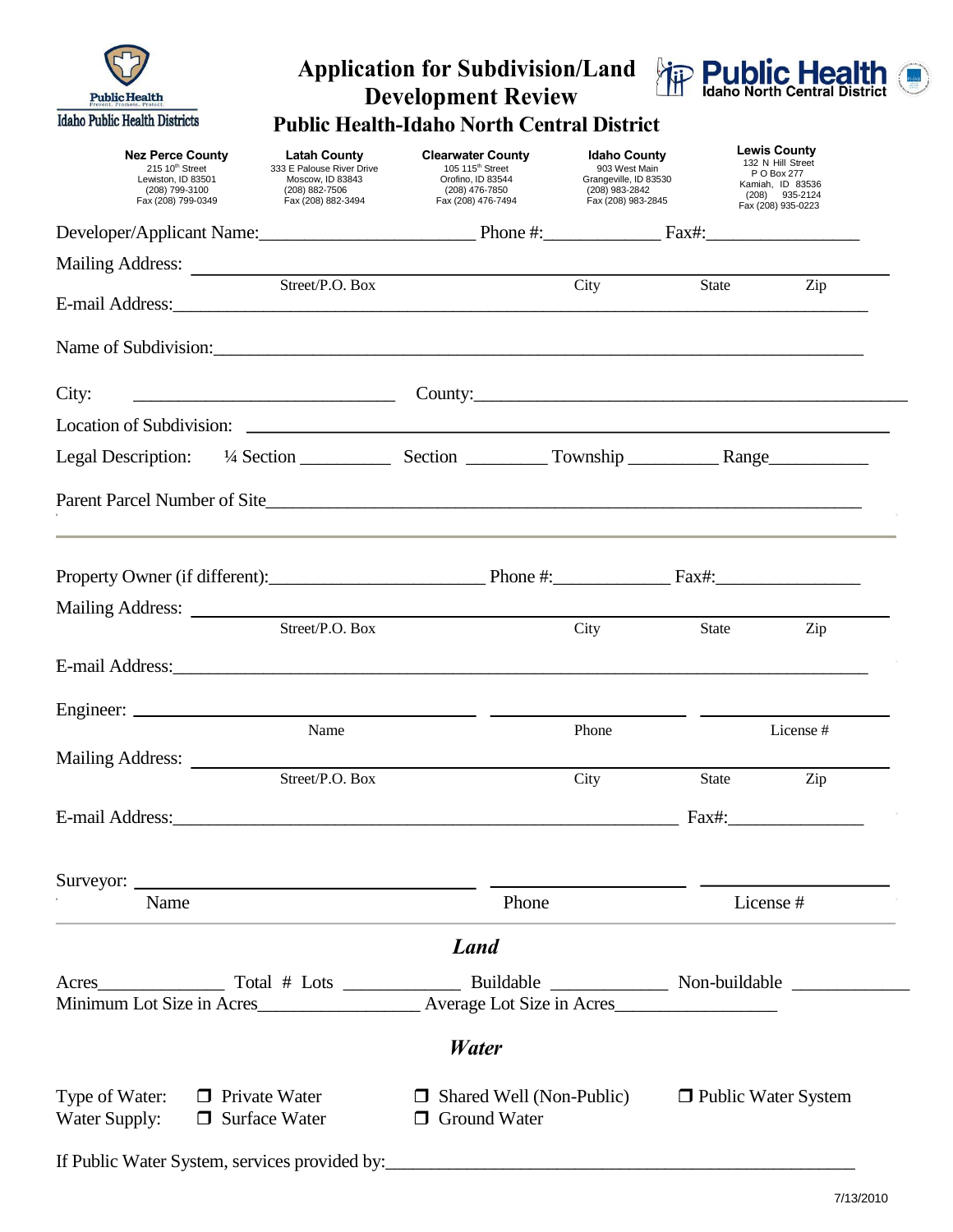# Application for Subdivision/Land Development Review

## Public Health-Idaho North Central District

Public Health
Prevent. Promote. Protect.
Idaho Public Health Districts

Public Health
Idaho North Central District

| Nez Perce County | Latah County | Clearwater County | Idaho County | Lewis County |
|---|---|---|---|---|
| 215 10th Street | 333 E Palouse River Drive | 105 115th Street | 903 West Main | 132 N Hill Street |
| Lewiston, ID 83501 | Moscow, ID 83843 | Orofino, ID 83544 | Grangeville, ID 83530 | P O Box 277 |
| (208) 799-3100 | (208) 882-7506 | (208) 476-7850 | (208) 983-2842 | Kamiah, ID 83536 |
| Fax (208) 799-0349 | Fax (208) 882-3494 | Fax (208) 476-7494 | Fax (208) 983-2845 | (208) 935-2124 |
| | | | | Fax (208) 935-0223 |

Developer/Applicant Name:_______________________ Phone #:____________ Fax#:________________

Mailing Address: ______________________________________________________________
Street/P.O. Box City State Zip

E-mail Address:______________________________________________________________

Name of Subdivision:__________________________________________________________

City: ____________________________ County:______________________________________

Location of Subdivision: ________________________________________________________

Legal Description: ¼ Section __________ Section ________ Township __________ Range___________

Parent Parcel Number of Site____________________________________________________

---

Property Owner (if different):_______________________ Phone #:____________ Fax#:________________

Mailing Address: ______________________________________________________________
Street/P.O. Box City State Zip

E-mail Address:______________________________________________________________

Engineer: ______________________________ ____________________ ____________________
Name Phone License #

Mailing Address: ______________________________________________________________
Street/P.O. Box City State Zip

E-mail Address:_______________________________________________ Fax#:______________

Surveyor: ______________________________ ____________________ ____________________
Name Phone License #

---

### *Land*

Acres______________ Total # Lots _____________ Buildable _____________ Non-buildable _____________

Minimum Lot Size in Acres_________________ Average Lot Size in Acres__________________

### *Water*

Type of Water: ❒ Private Water ❒ Shared Well (Non-Public) ❒ Public Water System

Water Supply: ❒ Surface Water ❒ Ground Water

If Public Water System, services provided by:_________________________________________________

7/13/2010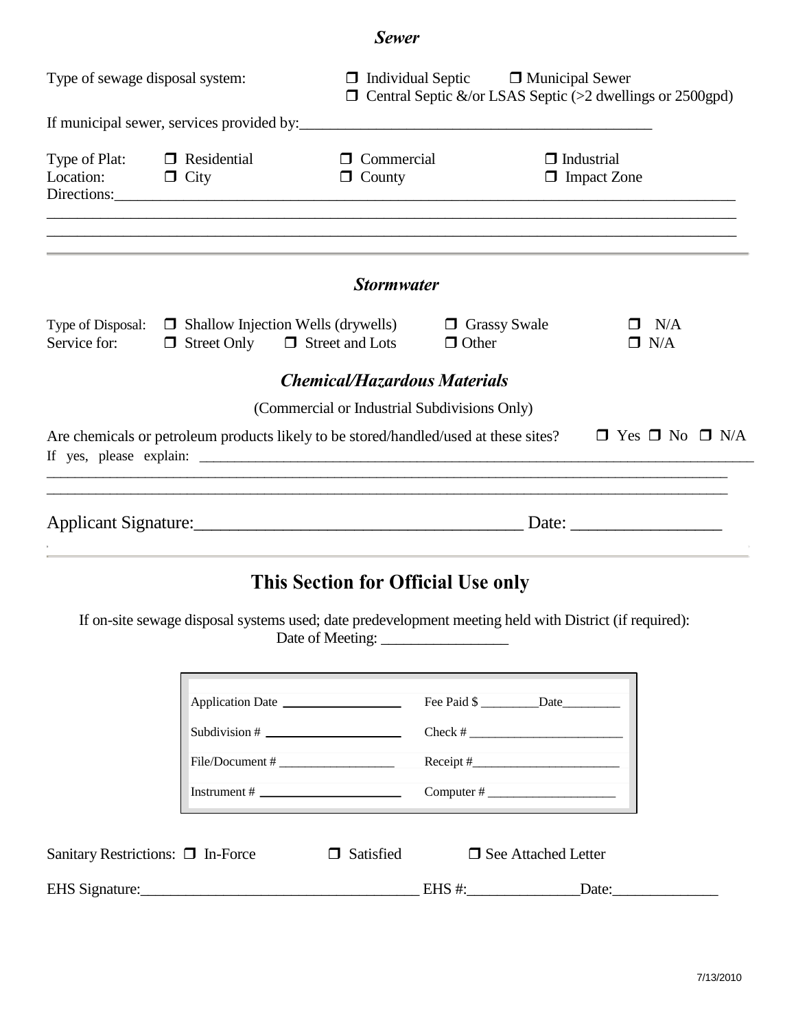## *Sewer*

Type of sewage disposal system: ❒ Individual Septic ❒ Municipal Sewer
❒ Central Septic &/or LSAS Septic (>2 dwellings or 2500gpd)

If municipal sewer, services provided by:_______________________________________________

Type of Plat: ❒ Residential ❒ Commercial ❒ Industrial
Location: ❒ City ❒ County ❒ Impact Zone
Directions:_____________________________________________________________________________________
_____________________________________________________________________________________________
_____________________________________________________________________________________________

## *Stormwater*

Type of Disposal: ❒ Shallow Injection Wells (drywells) ❒ Grassy Swale ❒ N/A
Service for: ❒ Street Only ❒ Street and Lots ❒ Other ❒ N/A

## *Chemical/Hazardous Materials*

(Commercial or Industrial Subdivisions Only)

Are chemicals or petroleum products likely to be stored/handled/used at these sites? ❒ Yes ❒ No ❒ N/A
If yes, please explain: ________________________________________________________________________
_____________________________________________________________________________________________
_____________________________________________________________________________________________

Applicant Signature:_____________________________________ Date: _________________

## This Section for Official Use only

If on-site sewage disposal systems used; date predevelopment meeting held with District (if required):
Date of Meeting: _________________

| | |
|---|---|
| Application Date __________________ | Fee Paid $ _________Date_________ |
| Subdivision # ____________________ | Check # ________________________ |
| File/Document # __________________ | Receipt #_______________________ |
| Instrument # _____________________ | Computer # ____________________ |

Sanitary Restrictions: ❒ In-Force ❒ Satisfied ❒ See Attached Letter

EHS Signature:_____________________________________ EHS #:_______________Date:______________

7/13/2010